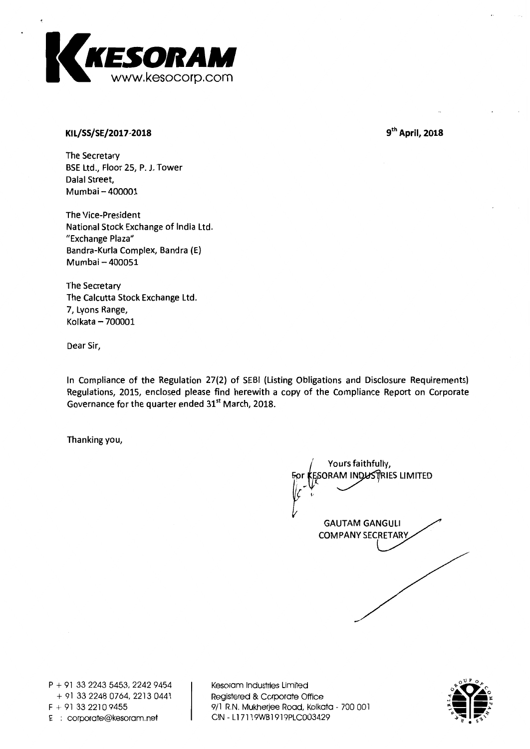KESORAM
www.kesocorp.com

**KIL/SS/SE/2017-2018** **9th April, 2018**

The Secretary
BSE Ltd., Floor 25, P. J. Tower
Dalal Street,
Mumbai – 400001

The Vice-President
National Stock Exchange of India Ltd.
"Exchange Plaza"
Bandra-Kurla Complex, Bandra (E)
Mumbai – 400051

The Secretary
The Calcutta Stock Exchange Ltd.
7, Lyons Range,
Kolkata – 700001

Dear Sir,

In Compliance of the Regulation 27(2) of SEBI (Listing Obligations and Disclosure Requirements) Regulations, 2015, enclosed please find herewith a copy of the Compliance Report on Corporate Governance for the quarter ended 31st March, 2018.

Thanking you,

Yours faithfully,
For KESORAM INDUSTRIES LIMITED

GAUTAM GANGULI
COMPANY SECRETARY

P + 91 33 2243 5453, 2242 9454
+ 91 33 2248 0764, 2213 0441
F + 91 33 2210 9455
E : corporate@kesoram.net

Kesoram Industries Limited
Registered & Corporate Office
9/1 R.N. Mukherjee Road, Kolkata - 700 001
CIN - L17119WB1919PLC003429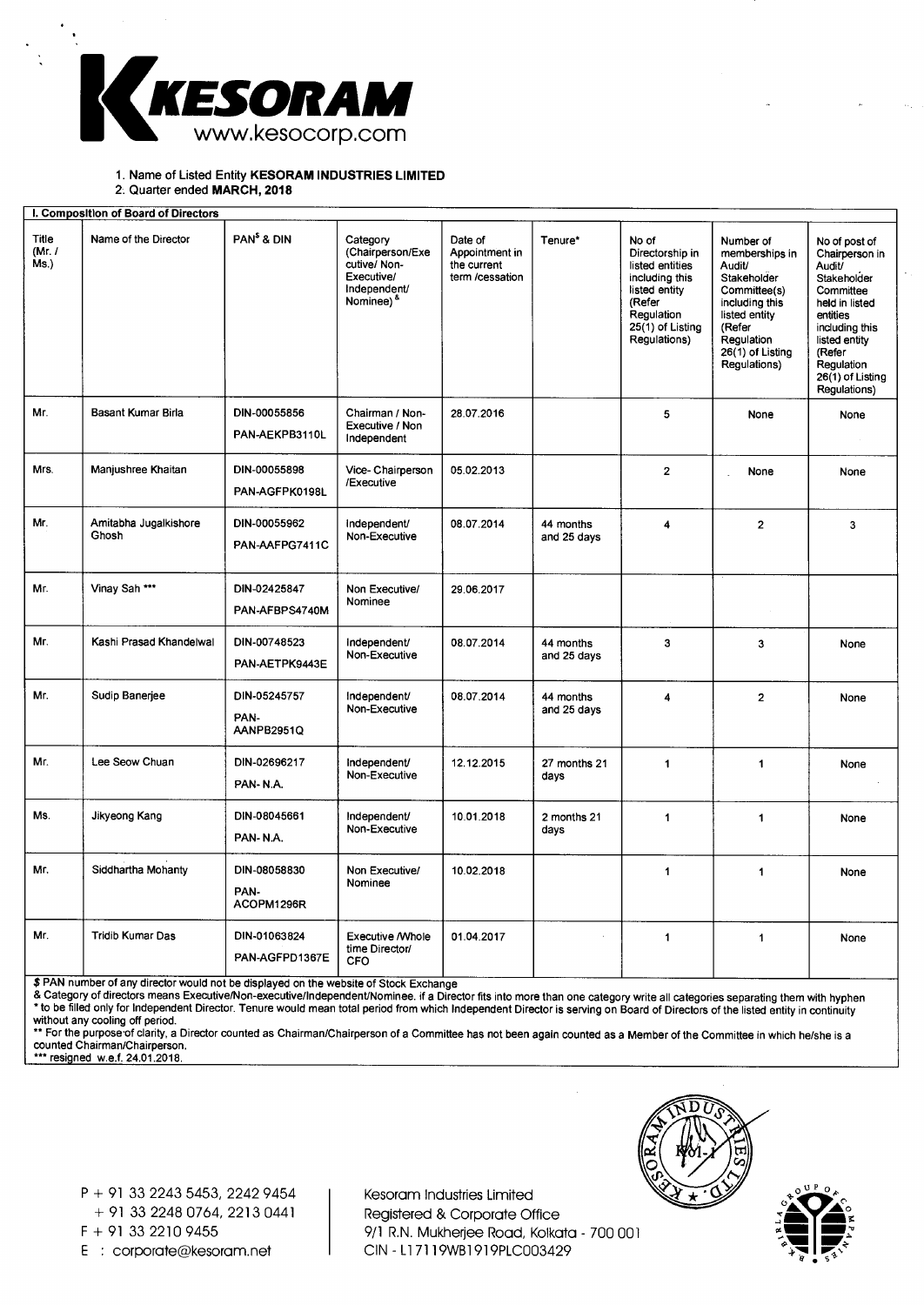1. Name of Listed Entity **KESORAM INDUSTRIES LIMITED**
2. Quarter ended **MARCH, 2018**

| **I. Composition of Board of Directors** | | | | | | | | |
|---|---|---|---|---|---|---|---|---|
| Title (Mr. / Ms.) | Name of the Director | PAN$ & DIN | Category (Chairperson/Executive/ Non-Executive/ Independent/ Nominee) & | Date of Appointment in the current term /cessation | Tenure* | No of Directorship in listed entities including this listed entity (Refer Regulation 25(1) of Listing Regulations) | Number of memberships in Audit/ Stakeholder Committee(s) including this listed entity (Refer Regulation 26(1) of Listing Regulations) | No of post of Chairperson in Audit/ Stakeholder Committee held in listed entities including this listed entity (Refer Regulation 26(1) of Listing Regulations) |
| Mr. | Basant Kumar Birla | DIN-00055856 PAN-AEKPB3110L | Chairman / Non-Executive / Non Independent | 28.07.2016 | | 5 | None | None |
| Mrs. | Manjushree Khaitan | DIN-00055898 PAN-AGFPK0198L | Vice- Chairperson /Executive | 05.02.2013 | | 2 | None | None |
| Mr. | Amitabha Jugalkishore Ghosh | DIN-00055962 PAN-AAFPG7411C | Independent/ Non-Executive | 08.07.2014 | 44 months and 25 days | 4 | 2 | 3 |
| Mr. | Vinay Sah *** | DIN-02425847 PAN-AFBPS4740M | Non Executive/ Nominee | 29.06.2017 | | | | |
| Mr. | Kashi Prasad Khandelwal | DIN-00748523 PAN-AETPK9443E | Independent/ Non-Executive | 08.07.2014 | 44 months and 25 days | 3 | 3 | None |
| Mr. | Sudip Banerjee | DIN-05245757 PAN-AANPB2951Q | Independent/ Non-Executive | 08.07.2014 | 44 months and 25 days | 4 | 2 | None |
| Mr. | Lee Seow Chuan | DIN-02696217 PAN- N.A. | Independent/ Non-Executive | 12.12.2015 | 27 months 21 days | 1 | 1 | None |
| Ms. | Jikyeong Kang | DIN-08045661 PAN- N.A. | Independent/ Non-Executive | 10.01.2018 | 2 months 21 days | 1 | 1 | None |
| Mr. | Siddhartha Mohanty | DIN-08058830 PAN-ACOPM1296R | Non Executive/ Nominee | 10.02.2018 | | 1 | 1 | None |
| Mr. | Tridib Kumar Das | DIN-01063824 PAN-AGFPD1367E | Executive /Whole time Director/ CFO | 01.04.2017 | | 1 | 1 | None |

$ PAN number of any director would not be displayed on the website of Stock Exchange

& Category of directors means Executive/Non-executive/Independent/Nominee. if a Director fits into more than one category write all categories separating them with hyphen

* to be filled only for Independent Director. Tenure would mean total period from which Independent Director is serving on Board of Directors of the listed entity in continuity without any cooling off period.

** For the purpose of clarity, a Director counted as Chairman/Chairperson of a Committee has not been again counted as a Member of the Committee in which he/she is a counted Chairman/Chairperson.

*** resigned w.e.f. 24.01.2018.

P + 91 33 2243 5453, 2242 9454
+ 91 33 2248 0764, 2213 0441
F + 91 33 2210 9455
E : corporate@kesoram.net

Kesoram Industries Limited
Registered & Corporate Office
9/1 R.N. Mukherjee Road, Kolkata - 700 001
CIN - L17119WB1919PLC003429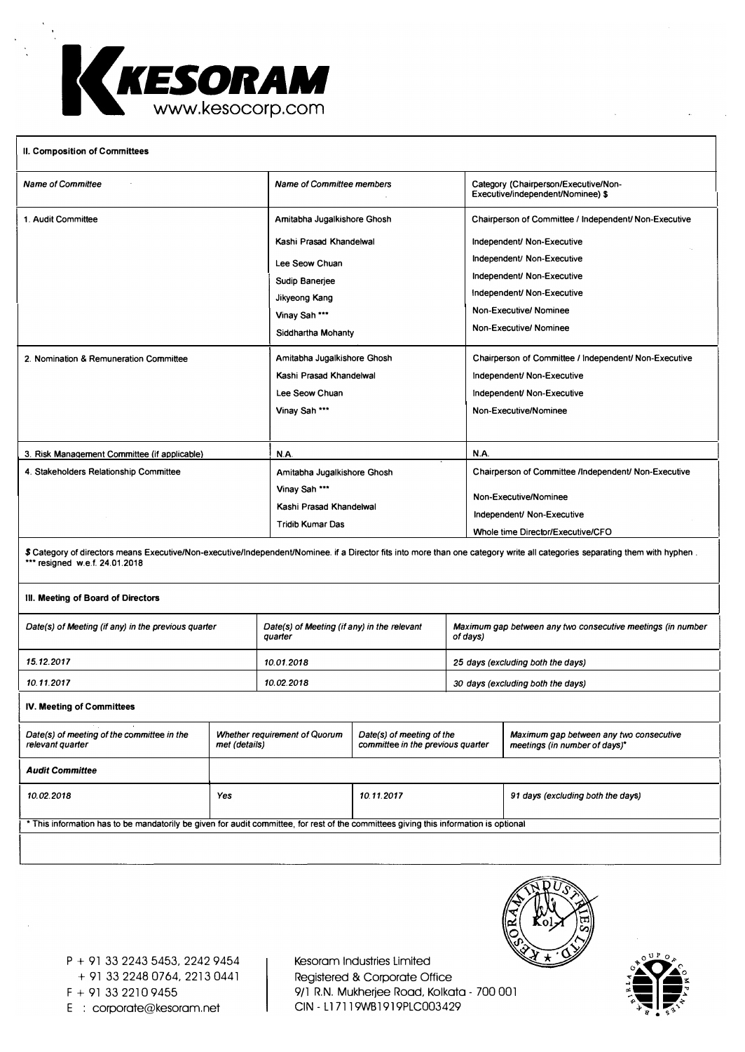## II. Composition of Committees

| *Name of Committee* | *Name of Committee members* | Category (Chairperson/Executive/Non-Executive/independent/Nominee) $ |
|---|---|---|
| 1. Audit Committee | Amitabha Jugalkishore Ghosh | Chairperson of Committee / Independent/ Non-Executive |
| | Kashi Prasad Khandelwal | Independent/ Non-Executive |
| | Lee Seow Chuan | Independent/ Non-Executive |
| | Sudip Banerjee | Independent/ Non-Executive |
| | Jikyeong Kang | Independent/ Non-Executive |
| | Vinay Sah *** | Non-Executive/ Nominee |
| | Siddhartha Mohanty | Non-Executive/ Nominee |
| 2. Nomination & Remuneration Committee | Amitabha Jugalkishore Ghosh | Chairperson of Committee / Independent/ Non-Executive |
| | Kashi Prasad Khandelwal | Independent/ Non-Executive |
| | Lee Seow Chuan | Independent/ Non-Executive |
| | Vinay Sah *** | Non-Executive/Nominee |
| 3. Risk Management Committee (if applicable) | N.A. | N.A. |
| 4. Stakeholders Relationship Committee | Amitabha Jugalkishore Ghosh | Chairperson of Committee /Independent/ Non-Executive |
| | Vinay Sah *** | Non-Executive/Nominee |
| | Kashi Prasad Khandelwal | Independent/ Non-Executive |
| | Tridib Kumar Das | Whole time Director/Executive/CFO |

$ Category of directors means Executive/Non-executive/Independent/Nominee. if a Director fits into more than one category write all categories separating them with hyphen .
*** resigned w.e.f. 24.01.2018

## III. Meeting of Board of Directors

| *Date(s) of Meeting (if any) in the previous quarter* | *Date(s) of Meeting (if any) in the relevant quarter* | *Maximum gap between any two consecutive meetings (in number of days)* |
|---|---|---|
| *15.12.2017* | *10.01.2018* | *25 days (excluding both the days)* |
| *10.11.2017* | *10.02.2018* | *30 days (excluding both the days)* |

## IV. Meeting of Committees

| *Date(s) of meeting of the committee in the relevant quarter* | *Whether requirement of Quorum met (details)* | *Date(s) of meeting of the committee in the previous quarter* | *Maximum gap between any two consecutive meetings (in number of days)** |
|---|---|---|---|
| ***Audit Committee*** | | | |
| *10.02.2018* | *Yes* | *10.11.2017* | *91 days (excluding both the days)* |

* This information has to be mandatorily be given for audit committee, for rest of the committees giving this information is optional

P + 91 33 2243 5453, 2242 9454
+ 91 33 2248 0764, 2213 0441
F + 91 33 2210 9455
E : corporate@kesoram.net

Kesoram Industries Limited
Registered & Corporate Office
9/1 R.N. Mukherjee Road, Kolkata - 700 001
CIN - L17119WB1919PLC003429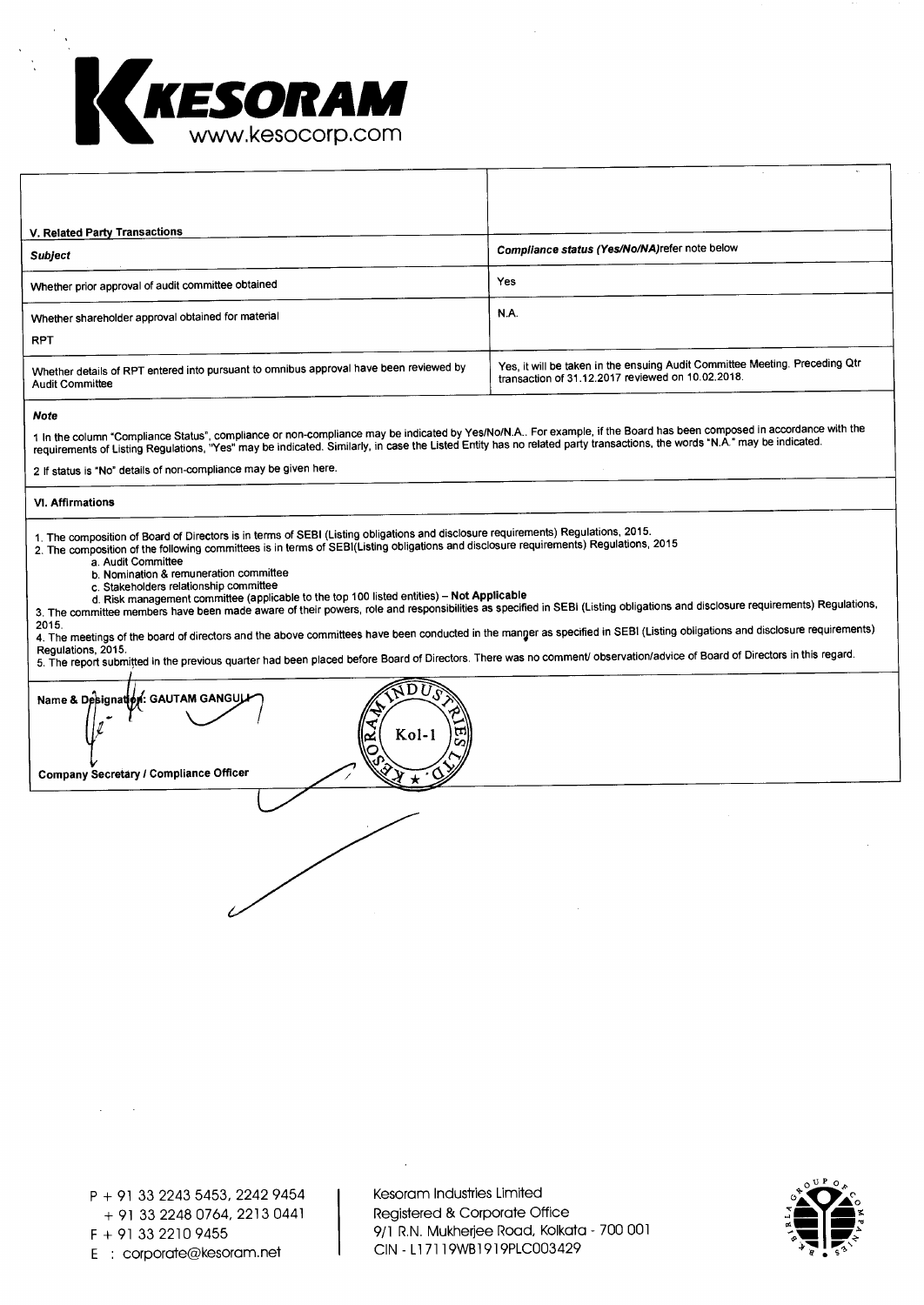# KESORAM

www.kesocorp.com

## V. Related Party Transactions

| ***Subject*** | ***Compliance status (Yes/No/NA)*** refer note below |
|---|---|
| Whether prior approval of audit committee obtained | Yes |
| Whether shareholder approval obtained for material RPT | N.A. |
| Whether details of RPT entered into pursuant to omnibus approval have been reviewed by Audit Committee | Yes, it will be taken in the ensuing Audit Committee Meeting. Preceding Qtr transaction of 31.12.2017 reviewed on 10.02.2018. |

***Note***

1 In the column "Compliance Status", compliance or non-compliance may be indicated by Yes/No/N.A.. For example, if the Board has been composed in accordance with the requirements of Listing Regulations, "Yes" may be indicated. Similarly, in case the Listed Entity has no related party transactions, the words "N.A." may be indicated.

2 If status is "No" details of non-compliance may be given here.

## VI. Affirmations

1. The composition of Board of Directors is in terms of SEBI (Listing obligations and disclosure requirements) Regulations, 2015.
2. The composition of the following committees is in terms of SEBI(Listing obligations and disclosure requirements) Regulations, 2015
   a. Audit Committee
   b. Nomination & remuneration committee
   c. Stakeholders relationship committee
   d. Risk management committee (applicable to the top 100 listed entities) – **Not Applicable**
3. The committee members have been made aware of their powers, role and responsibilities as specified in SEBI (Listing obligations and disclosure requirements) Regulations, 2015.
4. The meetings of the board of directors and the above committees have been conducted in the manner as specified in SEBI (Listing obligations and disclosure requirements) Regulations, 2015.
5. The report submitted in the previous quarter had been placed before Board of Directors. There was no comment/ observation/advice of Board of Directors in this regard.

Name & Designation: GAUTAM GANGULI

Company Secretary / Compliance Officer

P + 91 33 2243 5453, 2242 9454
+ 91 33 2248 0764, 2213 0441
F + 91 33 2210 9455
E : corporate@kesoram.net

Kesoram Industries Limited
Registered & Corporate Office
9/1 R.N. Mukherjee Road, Kolkata - 700 001
CIN - L17119WB1919PLC003429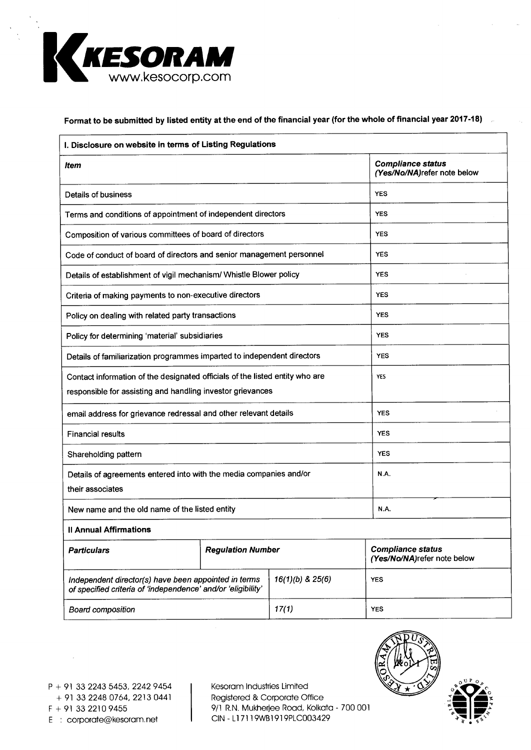Format to be submitted by listed entity at the end of the financial year (for the whole of financial year 2017-18)

| I. Disclosure on website in terms of Listing Regulations | |
|---|---|
| ***Item*** | ***Compliance status (Yes/No/NA)*** refer note below |
| Details of business | YES |
| Terms and conditions of appointment of independent directors | YES |
| Composition of various committees of board of directors | YES |
| Code of conduct of board of directors and senior management personnel | YES |
| Details of establishment of vigil mechanism/ Whistle Blower policy | YES |
| Criteria of making payments to non-executive directors | YES |
| Policy on dealing with related party transactions | YES |
| Policy for determining 'material' subsidiaries | YES |
| Details of familiarization programmes imparted to independent directors | YES |
| Contact information of the designated officials of the listed entity who are responsible for assisting and handling investor grievances | YES |
| email address for grievance redressal and other relevant details | YES |
| Financial results | YES |
| Shareholding pattern | YES |
| Details of agreements entered into with the media companies and/or their associates | N.A. |
| New name and the old name of the listed entity | N.A. |

**II Annual Affirmations**

| ***Particulars*** | ***Regulation Number*** | ***Compliance status (Yes/No/NA)*** refer note below |
|---|---|---|
| *Independent director(s) have been appointed in terms of specified criteria of 'independence' and/or 'eligibility'* | *16(1)(b) & 25(6)* | YES |
| *Board composition* | *17(1)* | YES |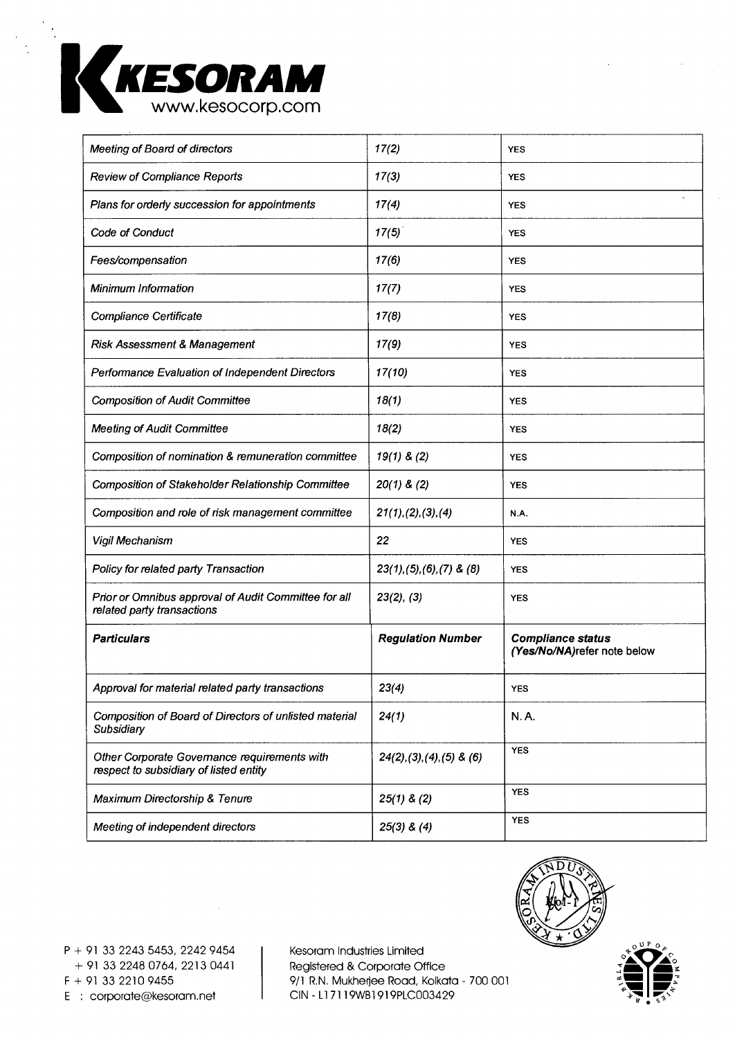| | | |
|---|---|---|
| *Meeting of Board of directors* | *17(2)* | YES |
| *Review of Compliance Reports* | *17(3)* | YES |
| *Plans for orderly succession for appointments* | *17(4)* | YES |
| *Code of Conduct* | *17(5)* | YES |
| *Fees/compensation* | *17(6)* | YES |
| *Minimum Information* | *17(7)* | YES |
| *Compliance Certificate* | *17(8)* | YES |
| *Risk Assessment & Management* | *17(9)* | YES |
| *Performance Evaluation of Independent Directors* | *17(10)* | YES |
| *Composition of Audit Committee* | *18(1)* | YES |
| *Meeting of Audit Committee* | *18(2)* | YES |
| *Composition of nomination & remuneration committee* | *19(1) & (2)* | YES |
| *Composition of Stakeholder Relationship Committee* | *20(1) & (2)* | YES |
| *Composition and role of risk management committee* | *21(1),(2),(3),(4)* | N.A. |
| *Vigil Mechanism* | *22* | YES |
| *Policy for related party Transaction* | *23(1),(5),(6),(7) & (8)* | YES |
| *Prior or Omnibus approval of Audit Committee for all related party transactions* | *23(2), (3)* | YES |
| ***Particulars*** | ***Regulation Number*** | ***Compliance status (Yes/No/NA)****refer note below* |
| *Approval for material related party transactions* | *23(4)* | YES |
| *Composition of Board of Directors of unlisted material Subsidiary* | *24(1)* | N. A. |
| *Other Corporate Governance requirements with respect to subsidiary of listed entity* | *24(2),(3),(4),(5) & (6)* | YES |
| *Maximum Directorship & Tenure* | *25(1) & (2)* | YES |
| *Meeting of independent directors* | *25(3) & (4)* | YES |

P + 91 33 2243 5453, 2242 9454
+ 91 33 2248 0764, 2213 0441
F + 91 33 2210 9455
E : corporate@kesoram.net

Kesoram Industries Limited
Registered & Corporate Office
9/1 R.N. Mukherjee Road, Kolkata - 700 001
CIN - L17119WB1919PLC003429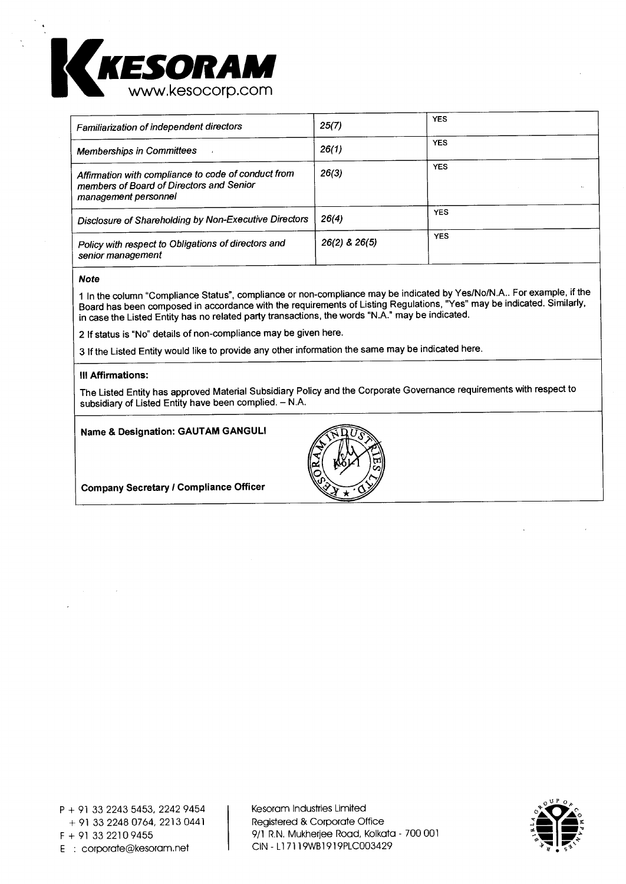| | | |
|---|---|---|
| *Familiarization of independent directors* | *25(7)* | YES |
| *Memberships in Committees* | *26(1)* | YES |
| *Affirmation with compliance to code of conduct from members of Board of Directors and Senior management personnel* | *26(3)* | YES |
| *Disclosure of Shareholding by Non-Executive Directors* | *26(4)* | YES |
| *Policy with respect to Obligations of directors and senior management* | *26(2) & 26(5)* | YES |

***Note***

1 In the column "Compliance Status", compliance or non-compliance may be indicated by Yes/No/N.A.. For example, if the Board has been composed in accordance with the requirements of Listing Regulations, "Yes" may be indicated. Similarly, in case the Listed Entity has no related party transactions, the words "N.A." may be indicated.

2 If status is "No" details of non-compliance may be given here.

3 If the Listed Entity would like to provide any other information the same may be indicated here.

**III Affirmations:**

The Listed Entity has approved Material Subsidiary Policy and the Corporate Governance requirements with respect to subsidiary of Listed Entity have been complied. – N.A.

**Name & Designation: GAUTAM GANGULI**

**Company Secretary / Compliance Officer**

P + 91 33 2243 5453, 2242 9454
+ 91 33 2248 0764, 2213 0441
F + 91 33 2210 9455
E : corporate@kesoram.net

Kesoram Industries Limited
Registered & Corporate Office
9/1 R.N. Mukherjee Road, Kolkata - 700 001
CIN - L17119WB1919PLC003429